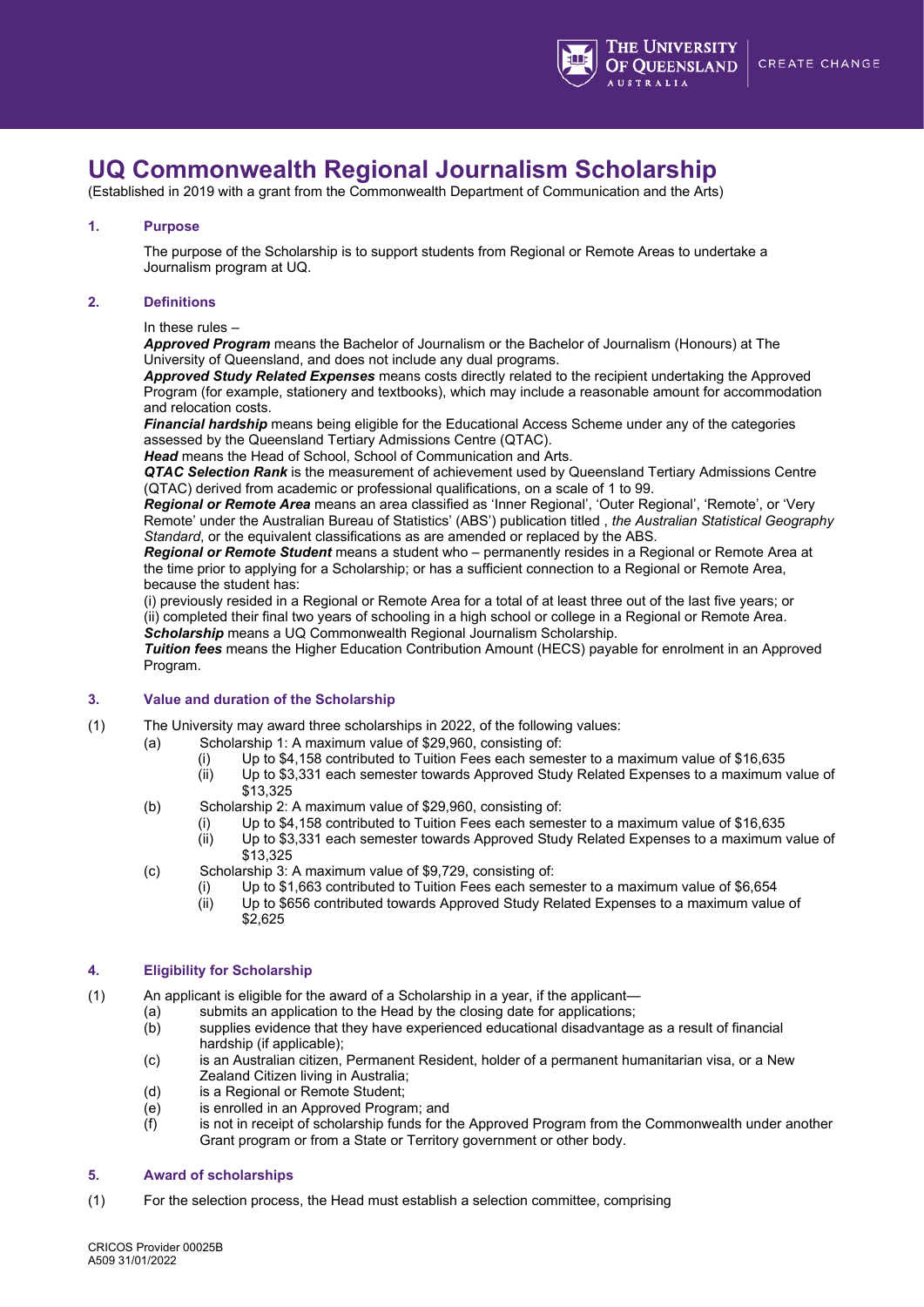# UQ Commonwealth Regional Journalism Scholarship

(Established in 2019 with a grant from the Commonwealth Department of Communication and the Arts)

## 1. Purpose

The purpose of the Scholarship is to support students from Regional or Remote Areas to undertake a Journalism program at UQ.

## 2. Definitions

In these rules –

***Approved Program*** means the Bachelor of Journalism or the Bachelor of Journalism (Honours) at The University of Queensland, and does not include any dual programs.

***Approved Study Related Expenses*** means costs directly related to the recipient undertaking the Approved Program (for example, stationery and textbooks), which may include a reasonable amount for accommodation and relocation costs.

***Financial hardship*** means being eligible for the Educational Access Scheme under any of the categories assessed by the Queensland Tertiary Admissions Centre (QTAC).

***Head*** means the Head of School, School of Communication and Arts.

***QTAC Selection Rank*** is the measurement of achievement used by Queensland Tertiary Admissions Centre (QTAC) derived from academic or professional qualifications, on a scale of 1 to 99.

***Regional or Remote Area*** means an area classified as 'Inner Regional', 'Outer Regional', 'Remote', or 'Very Remote' under the Australian Bureau of Statistics' (ABS') publication titled , *the Australian Statistical Geography Standard*, or the equivalent classifications as are amended or replaced by the ABS.

***Regional or Remote Student*** means a student who – permanently resides in a Regional or Remote Area at the time prior to applying for a Scholarship; or has a sufficient connection to a Regional or Remote Area, because the student has:

(i) previously resided in a Regional or Remote Area for a total of at least three out of the last five years; or
(ii) completed their final two years of schooling in a high school or college in a Regional or Remote Area.

***Scholarship*** means a UQ Commonwealth Regional Journalism Scholarship.

***Tuition fees*** means the Higher Education Contribution Amount (HECS) payable for enrolment in an Approved Program.

## 3. Value and duration of the Scholarship

(1) The University may award three scholarships in 2022, of the following values:

- (a) Scholarship 1: A maximum value of $29,960, consisting of:
  - (i) Up to $4,158 contributed to Tuition Fees each semester to a maximum value of $16,635
  - (ii) Up to $3,331 each semester towards Approved Study Related Expenses to a maximum value of $13,325
- (b) Scholarship 2: A maximum value of $29,960, consisting of:
  - (i) Up to $4,158 contributed to Tuition Fees each semester to a maximum value of $16,635
  - (ii) Up to $3,331 each semester towards Approved Study Related Expenses to a maximum value of $13,325
- (c) Scholarship 3: A maximum value of $9,729, consisting of:
  - (i) Up to $1,663 contributed to Tuition Fees each semester to a maximum value of $6,654
  - (ii) Up to $656 contributed towards Approved Study Related Expenses to a maximum value of $2,625

## 4. Eligibility for Scholarship

(1) An applicant is eligible for the award of a Scholarship in a year, if the applicant—

- (a) submits an application to the Head by the closing date for applications;
- (b) supplies evidence that they have experienced educational disadvantage as a result of financial hardship (if applicable);
- (c) is an Australian citizen, Permanent Resident, holder of a permanent humanitarian visa, or a New Zealand Citizen living in Australia;
- (d) is a Regional or Remote Student;
- (e) is enrolled in an Approved Program; and
- (f) is not in receipt of scholarship funds for the Approved Program from the Commonwealth under another Grant program or from a State or Territory government or other body.

## 5. Award of scholarships

(1) For the selection process, the Head must establish a selection committee, comprising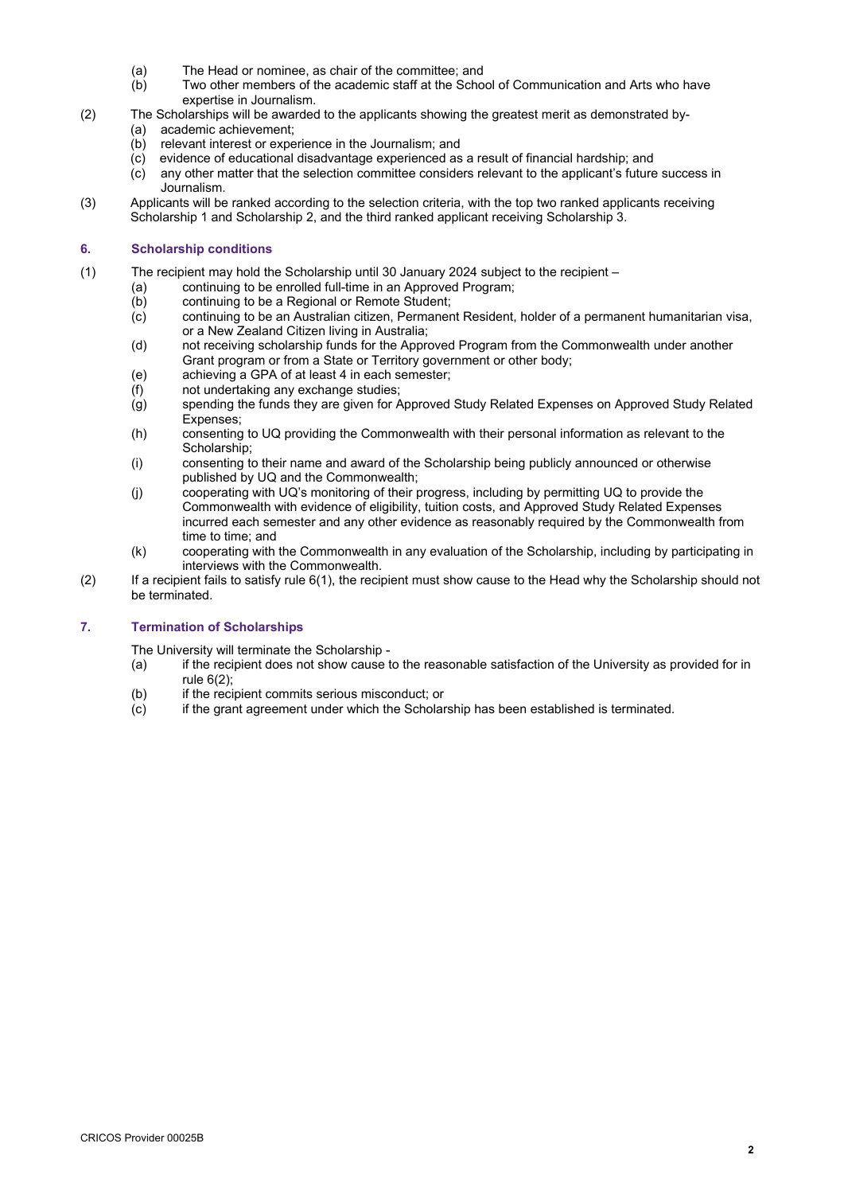(a) The Head or nominee, as chair of the committee; and
(b) Two other members of the academic staff at the School of Communication and Arts who have expertise in Journalism.

(2) The Scholarships will be awarded to the applicants showing the greatest merit as demonstrated by-
(a) academic achievement;
(b) relevant interest or experience in the Journalism; and
(c) evidence of educational disadvantage experienced as a result of financial hardship; and
(c) any other matter that the selection committee considers relevant to the applicant's future success in Journalism.

(3) Applicants will be ranked according to the selection criteria, with the top two ranked applicants receiving Scholarship 1 and Scholarship 2, and the third ranked applicant receiving Scholarship 3.

## 6. Scholarship conditions

(1) The recipient may hold the Scholarship until 30 January 2024 subject to the recipient –
(a) continuing to be enrolled full-time in an Approved Program;
(b) continuing to be a Regional or Remote Student;
(c) continuing to be an Australian citizen, Permanent Resident, holder of a permanent humanitarian visa, or a New Zealand Citizen living in Australia;
(d) not receiving scholarship funds for the Approved Program from the Commonwealth under another Grant program or from a State or Territory government or other body;
(e) achieving a GPA of at least 4 in each semester;
(f) not undertaking any exchange studies;
(g) spending the funds they are given for Approved Study Related Expenses on Approved Study Related Expenses;
(h) consenting to UQ providing the Commonwealth with their personal information as relevant to the Scholarship;
(i) consenting to their name and award of the Scholarship being publicly announced or otherwise published by UQ and the Commonwealth;
(j) cooperating with UQ's monitoring of their progress, including by permitting UQ to provide the Commonwealth with evidence of eligibility, tuition costs, and Approved Study Related Expenses incurred each semester and any other evidence as reasonably required by the Commonwealth from time to time; and
(k) cooperating with the Commonwealth in any evaluation of the Scholarship, including by participating in interviews with the Commonwealth.

(2) If a recipient fails to satisfy rule 6(1), the recipient must show cause to the Head why the Scholarship should not be terminated.

## 7. Termination of Scholarships

The University will terminate the Scholarship -
(a) if the recipient does not show cause to the reasonable satisfaction of the University as provided for in rule 6(2);
(b) if the recipient commits serious misconduct; or
(c) if the grant agreement under which the Scholarship has been established is terminated.

CRICOS Provider 00025B